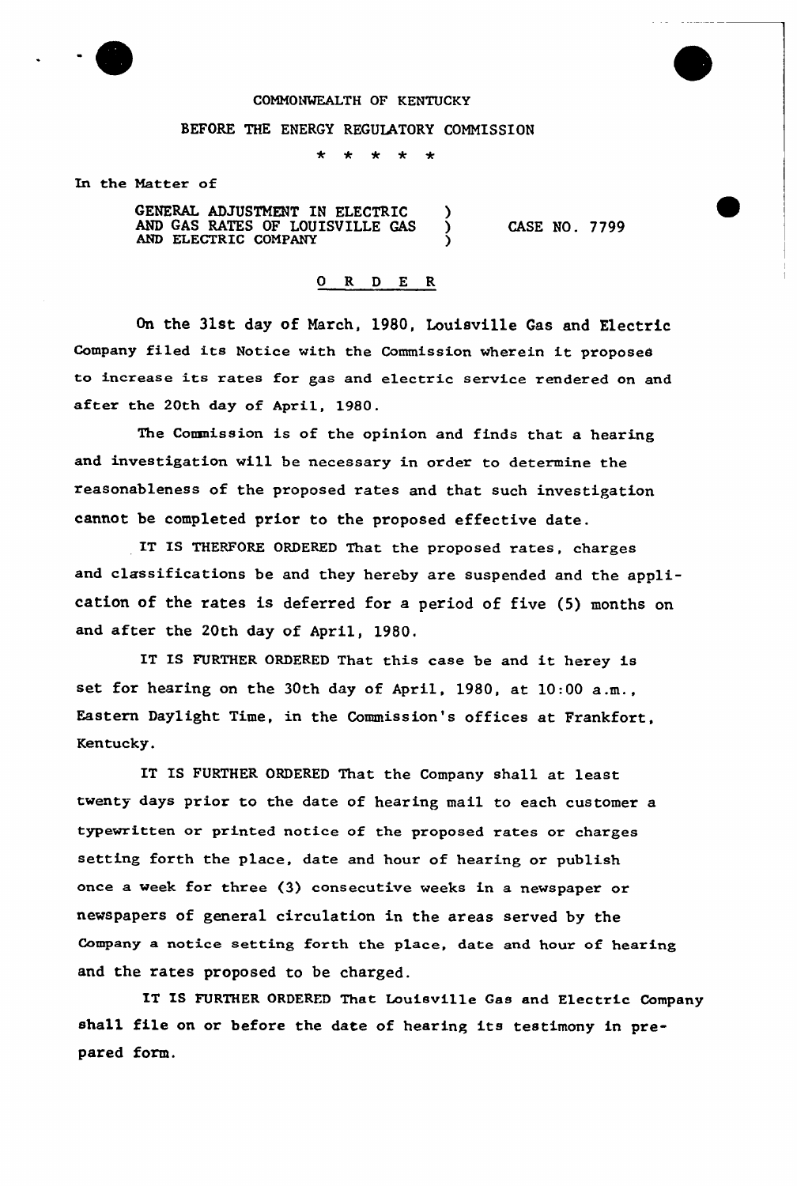COMMONWEALTH OF KENTUCKY

BEFORE THE ENERGY REGULATORY COMMISSION

\* \* \* \* \*

In the Matter of

GENERAL ADJUSTMENT IN ELECTRIC AND GAS RATES OF LOUISVILLE GAS AND ELECTRIC COMPANY ) CASE NO. 7799

# O R D E R

On the 31st day of March, 1980, Louisville Gas and Electric Company filed its Notice with the Commission wherein it proposes to increase its rates for gas and electric service rendered on and after the 20th day of April, 1980.

The Commission is of the opinion and finds that a hearing and investigation will be necessary in order to determine the reasonableness of the proposed rates and that such investigation cannot be completed prior to the proposed effective date.

IT IS THERFORE ORDERED That the proposed rates, charges and classifications be and they hereby are suspended and the application of the rates is deferred for a period of five (5) months on and after the 20th day of April, 1980.

IT IS FURTHER ORDERED That this case be and it herey is set for hearing on the 30th day of April, 1980, at 10:00 a.m., Eastern Daylight Time, in the Commission's offices at Frankfort, Kentucky.

IT IS FURTHER ORDERED That the Company shall at least twenty days prior to the date of hearing mail to each customer a typewritten or printed notice of the proposed rates or charges setting forth the place, date and hour of hearing or publish once a week for three (3) consecutive weeks in a newspaper or newspapers of general circulation in the areas served by the Company a notice setting forth the place, date and hour of hearing and the rates proposed to be charged.

IT IS FURTHER ORDERED That Louisville Gas and Electric Company shall file on or before the date of hearing its testimony in prepared form.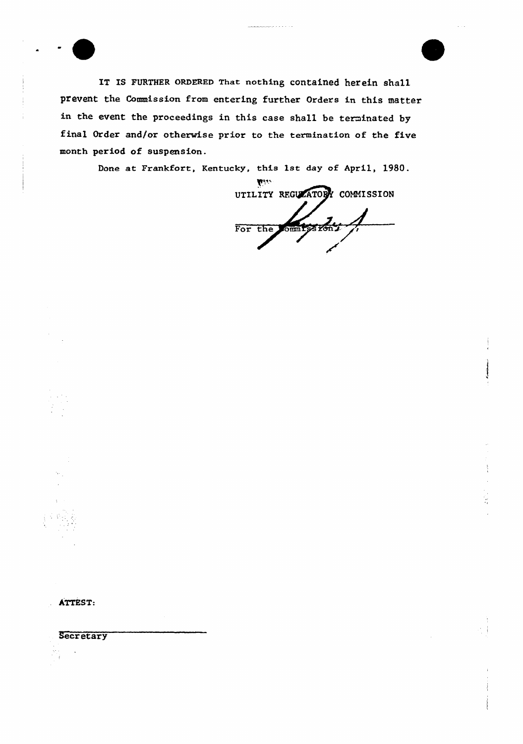IT IS FURTHER ORDERED That nothing contained herein shall prevent the Commission from entering further Orders in this matter in the event the proceedings in this case shall be terminated by final Order and/or otherwise prior to the termination of the five month period of suspension.

Done at Frankfort, Kentucky, this 1st day of April, 1980.

UTILITY REGULATORY COMMISSION

For the Commission

ATTEST:

Secretary